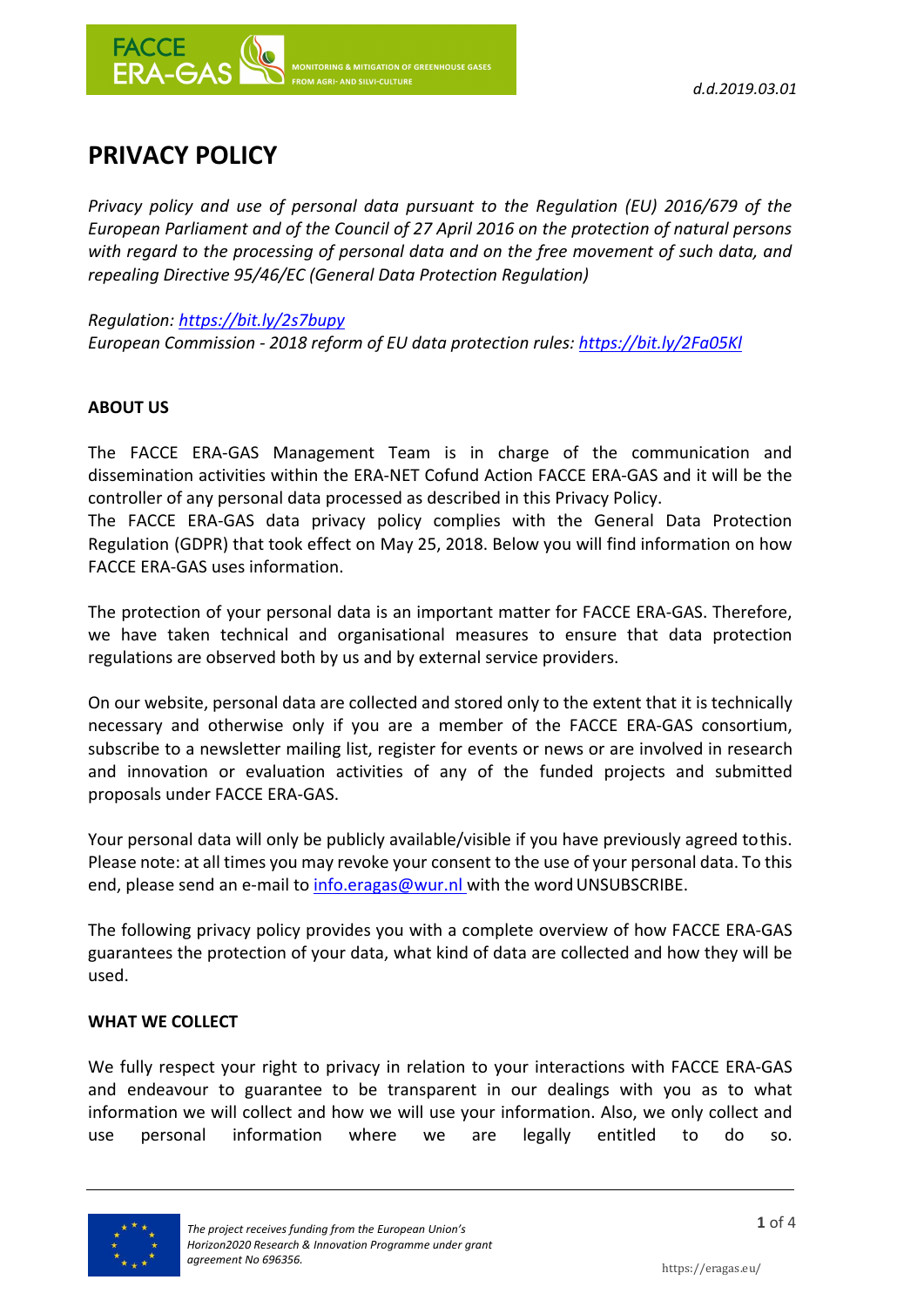d.d.2019.03.01

# PRIVACY POLICY

*Privacy policy and use of personal data pursuant to the Regulation (EU) 2016/679 of the European Parliament and of the Council of 27 April 2016 on the protection of natural persons with regard to the processing of personal data and on the free movement of such data, and repealing Directive 95/46/EC (General Data Protection Regulation)*

*Regulation: https://bit.ly/2s7bupy*
*European Commission - 2018 reform of EU data protection rules: https://bit.ly/2Fa05Kl*

## ABOUT US

The FACCE ERA-GAS Management Team is in charge of the communication and dissemination activities within the ERA-NET Cofund Action FACCE ERA-GAS and it will be the controller of any personal data processed as described in this Privacy Policy.
The FACCE ERA-GAS data privacy policy complies with the General Data Protection Regulation (GDPR) that took effect on May 25, 2018. Below you will find information on how FACCE ERA-GAS uses information.

The protection of your personal data is an important matter for FACCE ERA-GAS. Therefore, we have taken technical and organisational measures to ensure that data protection regulations are observed both by us and by external service providers.

On our website, personal data are collected and stored only to the extent that it is technically necessary and otherwise only if you are a member of the FACCE ERA-GAS consortium, subscribe to a newsletter mailing list, register for events or news or are involved in research and innovation or evaluation activities of any of the funded projects and submitted proposals under FACCE ERA-GAS.

Your personal data will only be publicly available/visible if you have previously agreed to this. Please note: at all times you may revoke your consent to the use of your personal data. To this end, please send an e-mail to info.eragas@wur.nl with the word UNSUBSCRIBE.

The following privacy policy provides you with a complete overview of how FACCE ERA-GAS guarantees the protection of your data, what kind of data are collected and how they will be used.

## WHAT WE COLLECT

We fully respect your right to privacy in relation to your interactions with FACCE ERA-GAS and endeavour to guarantee to be transparent in our dealings with you as to what information we will collect and how we will use your information. Also, we only collect and use personal information where we are legally entitled to do so.

*The project receives funding from the European Union's Horizon2020 Research & Innovation Programme under grant agreement No 696356.*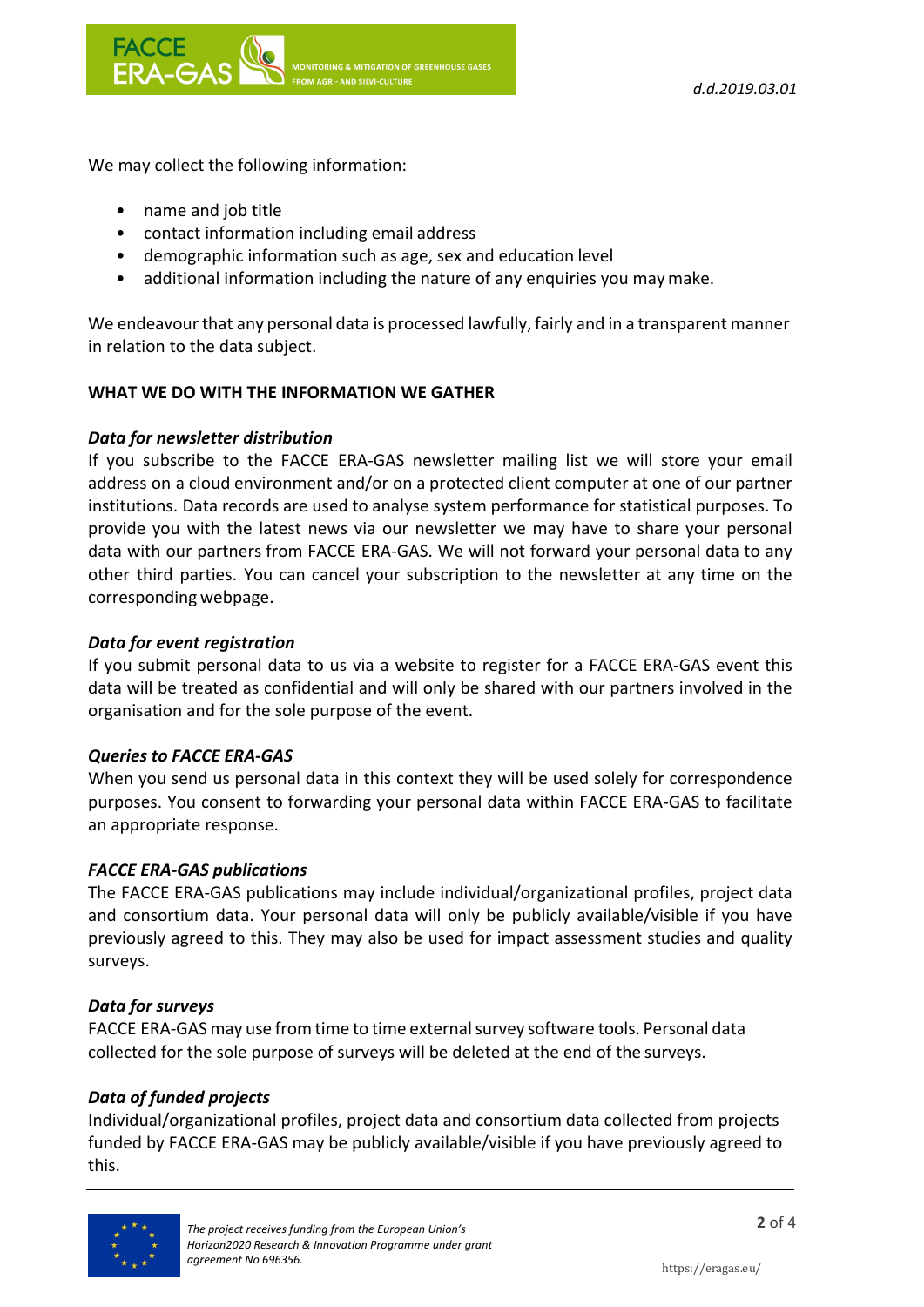We may collect the following information:

- name and job title
- contact information including email address
- demographic information such as age, sex and education level
- additional information including the nature of any enquiries you may make.

We endeavour that any personal data is processed lawfully, fairly and in a transparent manner in relation to the data subject.

## WHAT WE DO WITH THE INFORMATION WE GATHER

### *Data for newsletter distribution*

If you subscribe to the FACCE ERA-GAS newsletter mailing list we will store your email address on a cloud environment and/or on a protected client computer at one of our partner institutions. Data records are used to analyse system performance for statistical purposes. To provide you with the latest news via our newsletter we may have to share your personal data with our partners from FACCE ERA-GAS. We will not forward your personal data to any other third parties. You can cancel your subscription to the newsletter at any time on the corresponding webpage.

### *Data for event registration*

If you submit personal data to us via a website to register for a FACCE ERA-GAS event this data will be treated as confidential and will only be shared with our partners involved in the organisation and for the sole purpose of the event.

### *Queries to FACCE ERA-GAS*

When you send us personal data in this context they will be used solely for correspondence purposes. You consent to forwarding your personal data within FACCE ERA-GAS to facilitate an appropriate response.

### *FACCE ERA-GAS publications*

The FACCE ERA-GAS publications may include individual/organizational profiles, project data and consortium data. Your personal data will only be publicly available/visible if you have previously agreed to this. They may also be used for impact assessment studies and quality surveys.

### *Data for surveys*

FACCE ERA-GAS may use from time to time external survey software tools. Personal data collected for the sole purpose of surveys will be deleted at the end of the surveys.

### *Data of funded projects*

Individual/organizational profiles, project data and consortium data collected from projects funded by FACCE ERA-GAS may be publicly available/visible if you have previously agreed to this.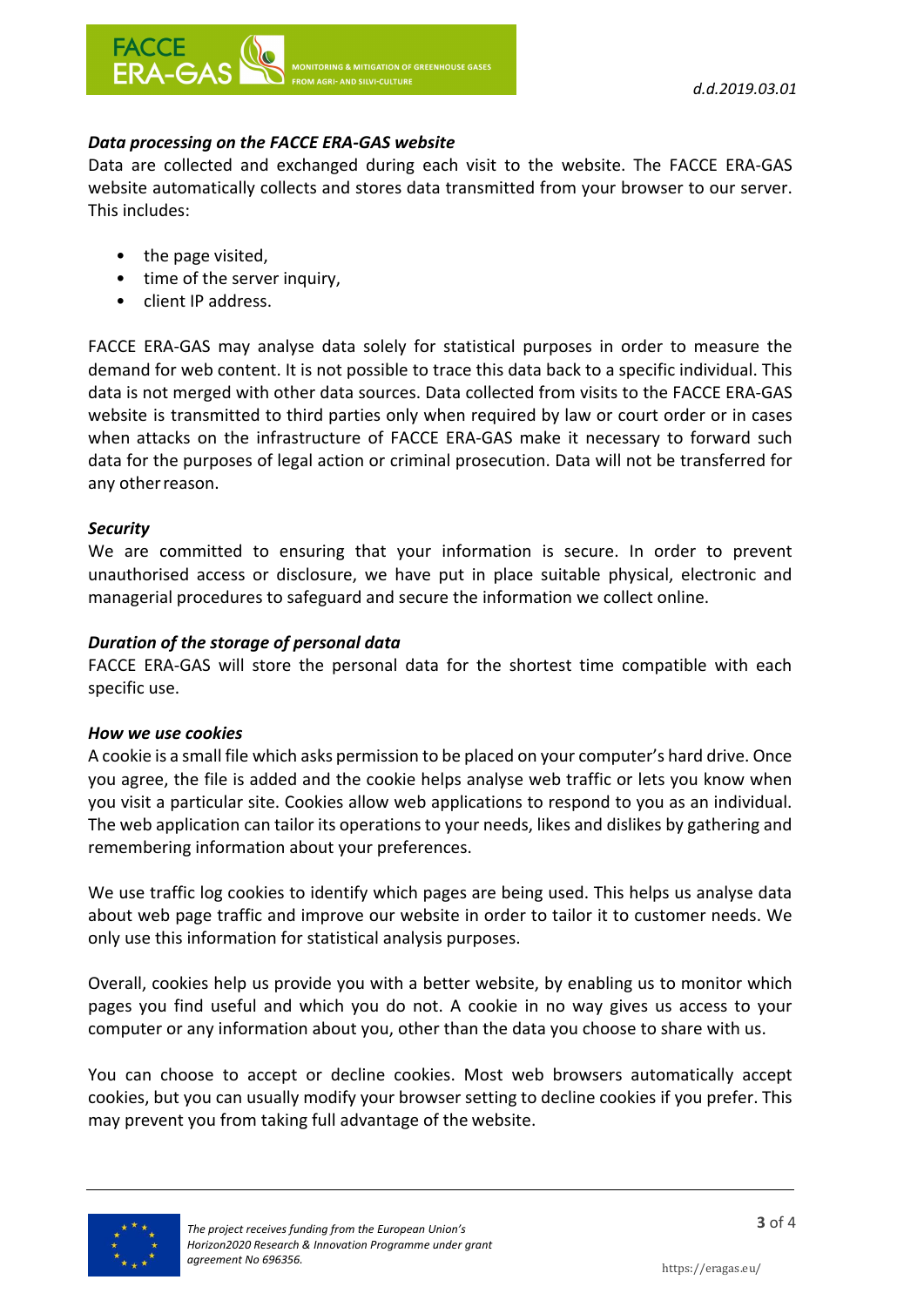### *Data processing on the FACCE ERA-GAS website*

Data are collected and exchanged during each visit to the website. The FACCE ERA-GAS website automatically collects and stores data transmitted from your browser to our server. This includes:

- the page visited,
- time of the server inquiry,
- client IP address.

FACCE ERA-GAS may analyse data solely for statistical purposes in order to measure the demand for web content. It is not possible to trace this data back to a specific individual. This data is not merged with other data sources. Data collected from visits to the FACCE ERA-GAS website is transmitted to third parties only when required by law or court order or in cases when attacks on the infrastructure of FACCE ERA-GAS make it necessary to forward such data for the purposes of legal action or criminal prosecution. Data will not be transferred for any other reason.

### *Security*

We are committed to ensuring that your information is secure. In order to prevent unauthorised access or disclosure, we have put in place suitable physical, electronic and managerial procedures to safeguard and secure the information we collect online.

### *Duration of the storage of personal data*

FACCE ERA-GAS will store the personal data for the shortest time compatible with each specific use.

### *How we use cookies*

A cookie is a small file which asks permission to be placed on your computer's hard drive. Once you agree, the file is added and the cookie helps analyse web traffic or lets you know when you visit a particular site. Cookies allow web applications to respond to you as an individual. The web application can tailor its operations to your needs, likes and dislikes by gathering and remembering information about your preferences.

We use traffic log cookies to identify which pages are being used. This helps us analyse data about web page traffic and improve our website in order to tailor it to customer needs. We only use this information for statistical analysis purposes.

Overall, cookies help us provide you with a better website, by enabling us to monitor which pages you find useful and which you do not. A cookie in no way gives us access to your computer or any information about you, other than the data you choose to share with us.

You can choose to accept or decline cookies. Most web browsers automatically accept cookies, but you can usually modify your browser setting to decline cookies if you prefer. This may prevent you from taking full advantage of the website.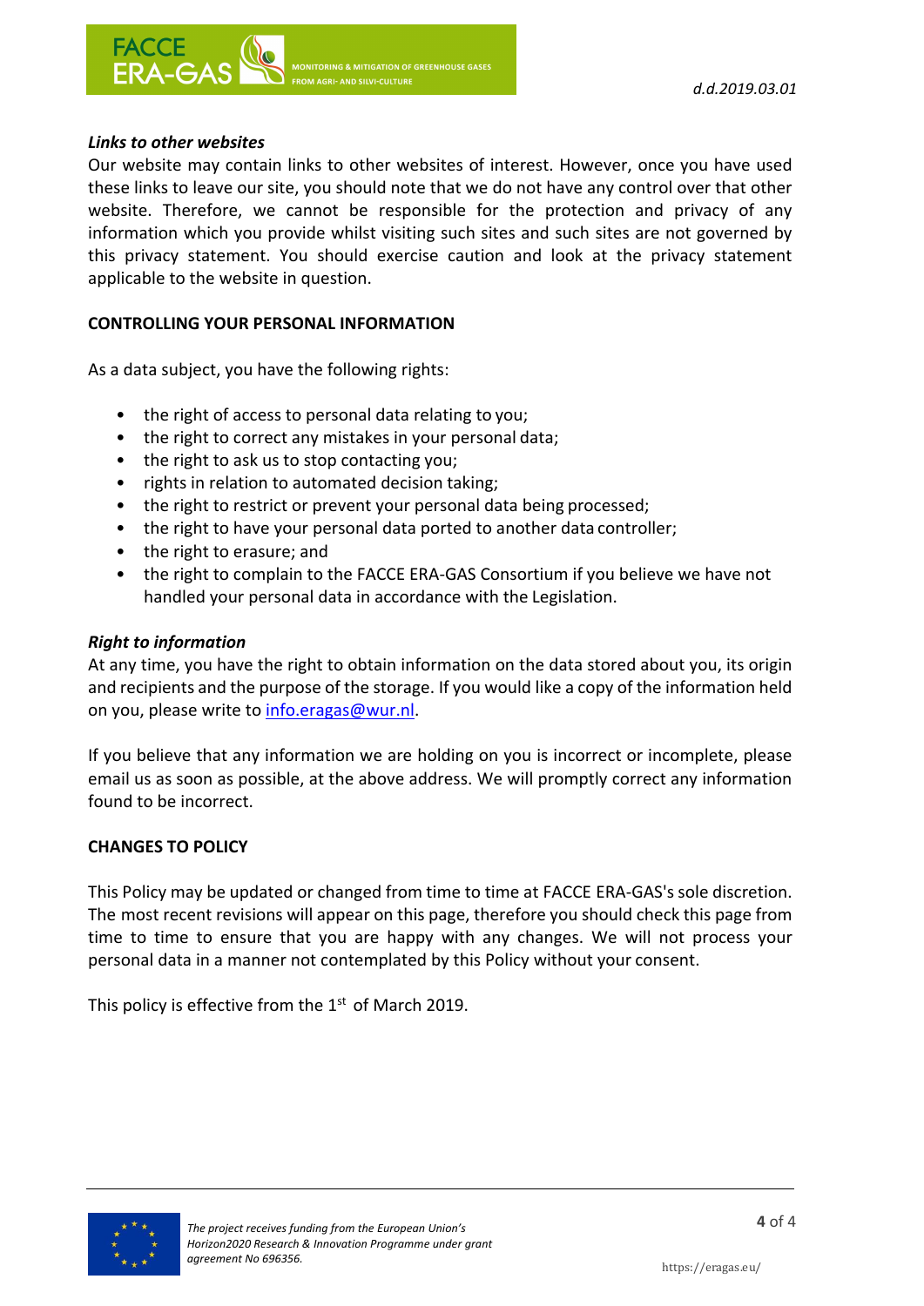*Links to other websites*

Our website may contain links to other websites of interest. However, once you have used these links to leave our site, you should note that we do not have any control over that other website. Therefore, we cannot be responsible for the protection and privacy of any information which you provide whilst visiting such sites and such sites are not governed by this privacy statement. You should exercise caution and look at the privacy statement applicable to the website in question.

**CONTROLLING YOUR PERSONAL INFORMATION**

As a data subject, you have the following rights:

- the right of access to personal data relating to you;
- the right to correct any mistakes in your personal data;
- the right to ask us to stop contacting you;
- rights in relation to automated decision taking;
- the right to restrict or prevent your personal data being processed;
- the right to have your personal data ported to another data controller;
- the right to erasure; and
- the right to complain to the FACCE ERA-GAS Consortium if you believe we have not handled your personal data in accordance with the Legislation.

***Right to information***

At any time, you have the right to obtain information on the data stored about you, its origin and recipients and the purpose of the storage. If you would like a copy of the information held on you, please write to info.eragas@wur.nl.

If you believe that any information we are holding on you is incorrect or incomplete, please email us as soon as possible, at the above address. We will promptly correct any information found to be incorrect.

**CHANGES TO POLICY**

This Policy may be updated or changed from time to time at FACCE ERA-GAS's sole discretion. The most recent revisions will appear on this page, therefore you should check this page from time to time to ensure that you are happy with any changes. We will not process your personal data in a manner not contemplated by this Policy without your consent.

This policy is effective from the 1st of March 2019.

*The project receives funding from the European Union's Horizon2020 Research & Innovation Programme under grant agreement No 696356.*